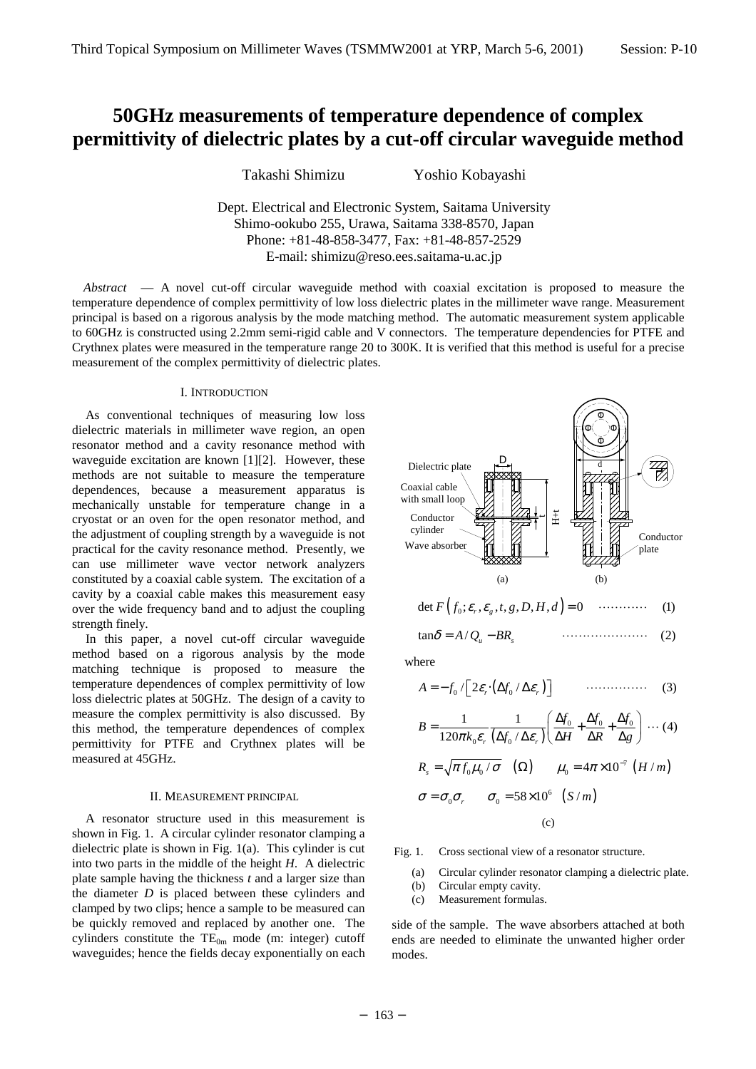# 50GHz measurements of temperature dependence of complex permittivity of dielectric plates by a cut-off circular waveguide method

Takashi Shimizu Yoshio Kobayashi

Dept. Electrical and Electronic System, Saitama University
Shimo-ookubo 255, Urawa, Saitama 338-8570, Japan
Phone: +81-48-858-3477, Fax: +81-48-857-2529
E-mail: shimizu@reso.ees.saitama-u.ac.jp

*Abstract* — A novel cut-off circular waveguide method with coaxial excitation is proposed to measure the temperature dependence of complex permittivity of low loss dielectric plates in the millimeter wave range. Measurement principal is based on a rigorous analysis by the mode matching method. The automatic measurement system applicable to 60GHz is constructed using 2.2mm semi-rigid cable and V connectors. The temperature dependencies for PTFE and Crythnex plates were measured in the temperature range 20 to 300K. It is verified that this method is useful for a precise measurement of the complex permittivity of dielectric plates.

## I. Introduction

As conventional techniques of measuring low loss dielectric materials in millimeter wave region, an open resonator method and a cavity resonance method with waveguide excitation are known [1][2]. However, these methods are not suitable to measure the temperature dependences, because a measurement apparatus is mechanically unstable for temperature change in a cryostat or an oven for the open resonator method, and the adjustment of coupling strength by a waveguide is not practical for the cavity resonance method. Presently, we can use millimeter wave vector network analyzers constituted by a coaxial cable system. The excitation of a cavity by a coaxial cable makes this measurement easy over the wide frequency band and to adjust the coupling strength finely.

In this paper, a novel cut-off circular waveguide method based on a rigorous analysis by the mode matching technique is proposed to measure the temperature dependences of complex permittivity of low loss dielectric plates at 50GHz. The design of a cavity to measure the complex permittivity is also discussed. By this method, the temperature dependences of complex permittivity for PTFE and Crythnex plates will be measured at 45GHz.

## II. Measurement principal

A resonator structure used in this measurement is shown in Fig. 1. A circular cylinder resonator clamping a dielectric plate is shown in Fig. 1(a). This cylinder is cut into two parts in the middle of the height *H*. A dielectric plate sample having the thickness *t* and a larger size than the diameter *D* is placed between these cylinders and clamped by two clips; hence a sample to be measured can be quickly removed and replaced by another one. The cylinders constitute the $TE_{0m}$ mode (m: integer) cutoff waveguides; hence the fields decay exponentially on each side of the sample. The wave absorbers attached at both ends are needed to eliminate the unwanted higher order modes.

Dielectric plate, Coaxial cable with small loop, Conductor cylinder, Wave absorber, D, t, H+t, d, Conductor plate

(a) (b)

$$\det F\left(f_0;\varepsilon_r,\varepsilon_g,t,g,D,H,d\right)=0 \quad \cdots\cdots\cdots\cdots \quad (1)$$

$$\tan\delta = A/Q_u - BR_s \quad \cdots\cdots\cdots\cdots\cdots\cdots \quad (2)$$

where

$$A=-f_0/\left[2\varepsilon_r\cdot\left(\Delta f_0/\Delta\varepsilon_r\right)\right] \quad \cdots\cdots\cdots\cdots \quad (3)$$

$$B=\frac{1}{120\pi k_0\varepsilon_r}\frac{1}{\left(\Delta f_0/\Delta\varepsilon_r\right)}\left(\frac{\Delta f_0}{\Delta H}+\frac{\Delta f_0}{\Delta R}+\frac{\Delta f_0}{\Delta g}\right)\cdots(4)$$

$$R_s=\sqrt{\pi f_0\mu_0/\sigma}\quad(\Omega)\qquad \mu_0=4\pi\times10^{-7}\ (H/m)$$

$$\sigma=\sigma_0\sigma_r \qquad \sigma_0=58\times10^6\ (S/m)$$

(c)

Fig. 1. Cross sectional view of a resonator structure.
(a) Circular cylinder resonator clamping a dielectric plate.
(b) Circular empty cavity.
(c) Measurement formulas.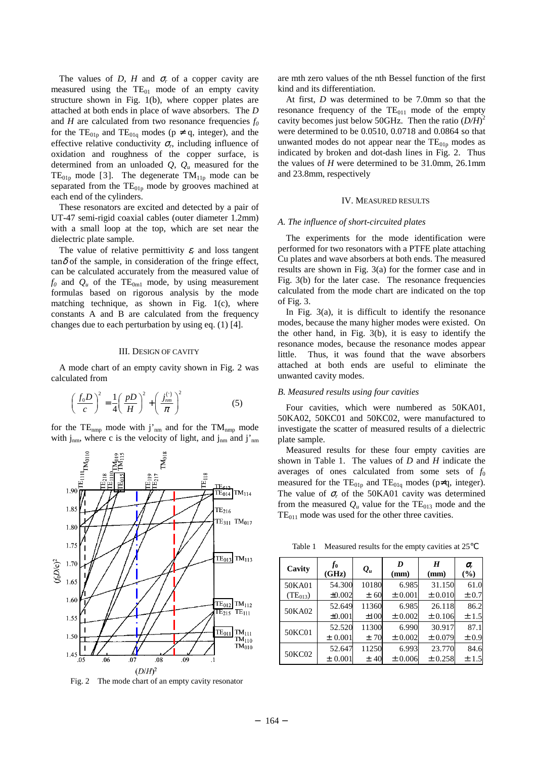The values of $D$, $H$ and $\sigma_r$ of a copper cavity are measured using the $TE_{01}$ mode of an empty cavity structure shown in Fig. 1(b), where copper plates are attached at both ends in place of wave absorbers. The $D$ and $H$ are calculated from two resonance frequencies $f_0$ for the $TE_{01p}$ and $TE_{01q}$ modes ($p \neq q$, integer), and the effective relative conductivity $\sigma_r$, including influence of oxidation and roughness of the copper surface, is determined from an unloaded $Q$, $Q_u$ measured for the $TE_{01p}$ mode [3]. The degenerate $TM_{11p}$ mode can be separated from the $TE_{01p}$ mode by grooves machined at each end of the cylinders.

These resonators are excited and detected by a pair of UT-47 semi-rigid coaxial cables (outer diameter 1.2mm) with a small loop at the top, which are set near the dielectric plate sample.

The value of relative permittivity $\varepsilon_r$ and loss tangent $\tan\delta$ of the sample, in consideration of the fringe effect, can be calculated accurately from the measured value of $f_0$ and $Q_u$ of the $TE_{0m1}$ mode, by using measurement formulas based on rigorous analysis by the mode matching technique, as shown in Fig. 1(c), where constants A and B are calculated from the frequency changes due to each perturbation by using eq. (1) [4].

## III. Design of Cavity

A mode chart of an empty cavity shown in Fig. 2 was calculated from

$$\left(\frac{f_0 D}{c}\right)^2 = \frac{1}{4}\left(\frac{pD}{H}\right)^2 + \left(\frac{j_{nm}^{(\prime)}}{\pi}\right)^2 \qquad (5)$$

for the $TE_{nmp}$ mode with $j'_{nm}$ and for the $TM_{nmp}$ mode with $j_{nm}$, where c is the velocity of light, and $j_{nm}$ and $j'_{nm}$ are mth zero values of the nth Bessel function of the first kind and its differentiation.

Fig. 2 The mode chart of an empty cavity resonator

At first, $D$ was determined to be 7.0mm so that the resonance frequency of the $TE_{011}$ mode of the empty cavity becomes just below 50GHz. Then the ratio $(D/H)^2$ were determined to be 0.0510, 0.0718 and 0.0864 so that unwanted modes do not appear near the $TE_{01p}$ modes as indicated by broken and dot-dash lines in Fig. 2. Thus the values of $H$ were determined to be 31.0mm, 26.1mm and 23.8mm, respectively

## IV. Measured Results

### A. The influence of short-circuited plates

The experiments for the mode identification were performed for two resonators with a PTFE plate attaching Cu plates and wave absorbers at both ends. The measured results are shown in Fig. 3(a) for the former case and in Fig. 3(b) for the later case. The resonance frequencies calculated from the mode chart are indicated on the top of Fig. 3.

In Fig. 3(a), it is difficult to identify the resonance modes, because the many higher modes were existed. On the other hand, in Fig. 3(b), it is easy to identify the resonance modes, because the resonance modes appear little. Thus, it was found that the wave absorbers attached at both ends are useful to eliminate the unwanted cavity modes.

### B. Measured results using four cavities

Four cavities, which were numbered as 50KA01, 50KA02, 50KC01 and 50KC02, were manufactured to investigate the scatter of measured results of a dielectric plate sample.

Measured results for these four empty cavities are shown in Table 1. The values of $D$ and $H$ indicate the averages of ones calculated from some sets of $f_0$ measured for the $TE_{01p}$ and $TE_{01q}$ modes ($p \neq q$, integer). The value of $\sigma_r$ of the 50KA01 cavity was determined from the measured $Q_u$ value for the $TE_{013}$ mode and the $TE_{011}$ mode was used for the other three cavities.

Table 1 Measured results for the empty cavities at 25°C

| Cavity | $f_0$ (GHz) | $Q_u$ | $D$ (mm) | $H$ (mm) | $\sigma_r$ (%) |
|---|---|---|---|---|---|
| 50KA01 ($TE_{013}$) | 54.300 ±0.002 | 10180 ± 60 | 6.985 ± 0.001 | 31.150 ± 0.010 | 61.0 ± 0.7 |
| 50KA02 | 52.649 ±0.001 | 11360 ±100 | 6.985 ± 0.002 | 26.118 ± 0.106 | 86.2 ± 1.5 |
| 50KC01 | 52.520 ± 0.001 | 11300 ± 70 | 6.990 ± 0.002 | 30.917 ± 0.079 | 87.1 ± 0.9 |
| 50KC02 | 52.647 ± 0.001 | 11250 ± 40 | 6.993 ± 0.006 | 23.770 ± 0.258 | 84.6 ± 1.5 |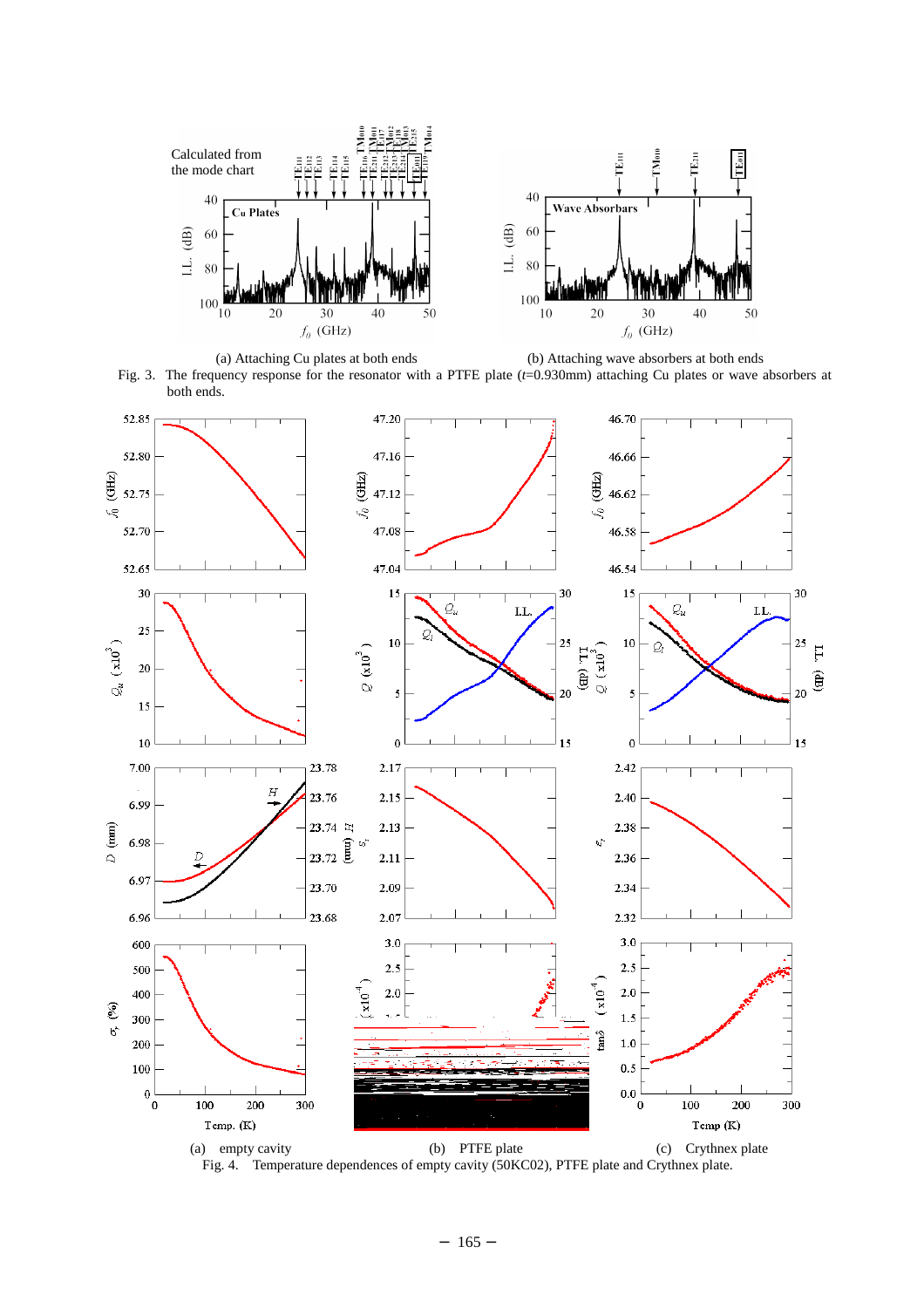(a) Attaching Cu plates at both ends

(b) Attaching wave absorbers at both ends

Fig. 3. The frequency response for the resonator with a PTFE plate ($t$=0.930mm) attaching Cu plates or wave absorbers at both ends.

(a) empty cavity

(b) PTFE plate

(c) Crythnex plate

Fig. 4. Temperature dependences of empty cavity (50KC02), PTFE plate and Crythnex plate.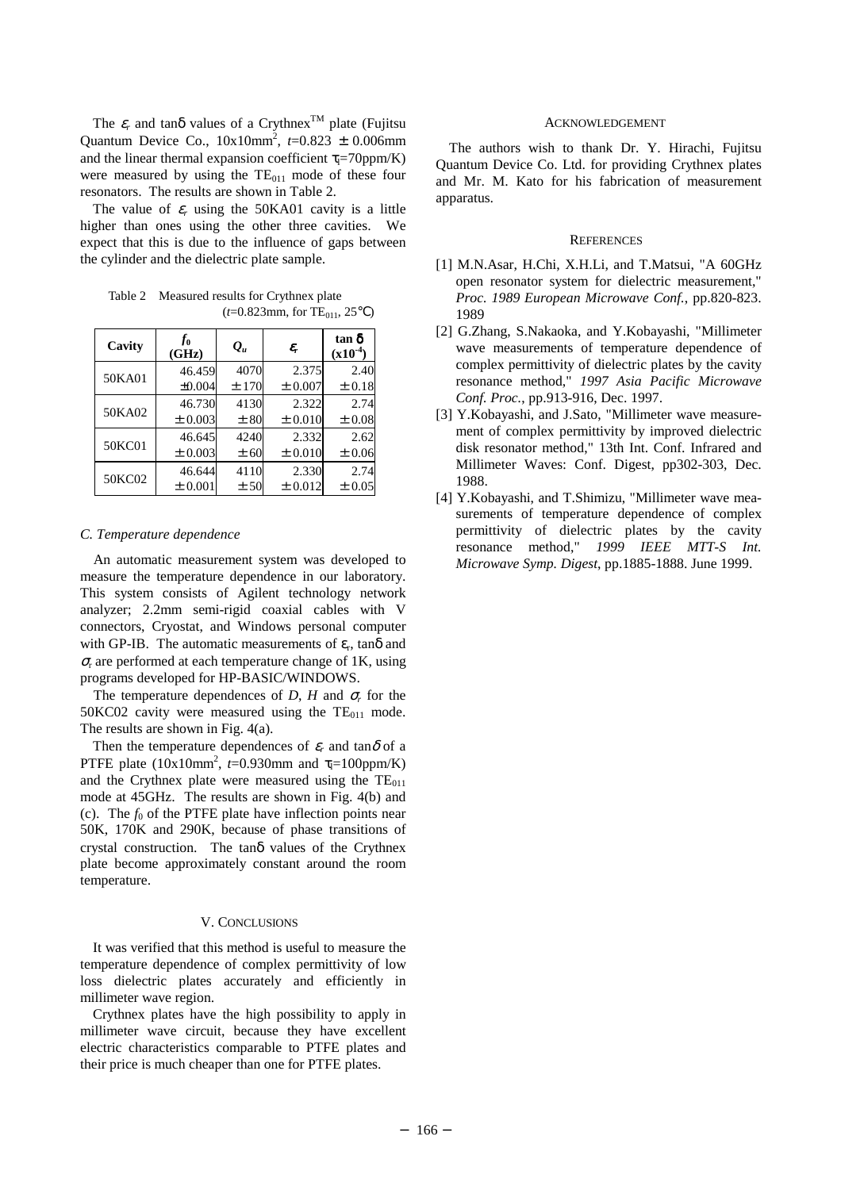The $\varepsilon_r$ and tanδ values of a Crythnex[TM] plate (Fujitsu Quantum Device Co., $10\text{x}10\text{mm}^2$, $t$=0.823 ± 0.006mm and the linear thermal expansion coefficient $\tau_l$=70ppm/K) were measured by using the $TE_{011}$ mode of these four resonators. The results are shown in Table 2.

The value of $\varepsilon_r$ using the 50KA01 cavity is a little higher than ones using the other three cavities. We expect that this is due to the influence of gaps between the cylinder and the dielectric plate sample.

Table 2 Measured results for Crythnex plate ($t$=0.823mm, for $TE_{011}$, 25°C)

| Cavity | $f_0$ (GHz) | $Q_u$ | $\varepsilon_r$ | tan δ ($\times10^{-4}$) |
|---|---|---|---|---|
| 50KA01 | 46.459 ±0.004 | 4070 ± 170 | 2.375 ± 0.007 | 2.40 ± 0.18 |
| 50KA02 | 46.730 ± 0.003 | 4130 ± 80 | 2.322 ± 0.010 | 2.74 ± 0.08 |
| 50KC01 | 46.645 ± 0.003 | 4240 ± 60 | 2.332 ± 0.010 | 2.62 ± 0.06 |
| 50KC02 | 46.644 ± 0.001 | 4110 ± 50 | 2.330 ± 0.012 | 2.74 ± 0.05 |

### *C. Temperature dependence*

An automatic measurement system was developed to measure the temperature dependence in our laboratory. This system consists of Agilent technology network analyzer; 2.2mm semi-rigid coaxial cables with V connectors, Cryostat, and Windows personal computer with GP-IB. The automatic measurements of $\varepsilon_r$, tanδ and $\sigma_r$ are performed at each temperature change of 1K, using programs developed for HP-BASIC/WINDOWS.

The temperature dependences of $D$, $H$ and $\sigma_r$ for the 50KC02 cavity were measured using the $TE_{011}$ mode. The results are shown in Fig. 4(a).

Then the temperature dependences of $\varepsilon_r$ and tan$\delta$ of a PTFE plate ($10\text{x}10\text{mm}^2$, $t$=0.930mm and $\tau_l$=100ppm/K) and the Crythnex plate were measured using the $TE_{011}$ mode at 45GHz. The results are shown in Fig. 4(b) and (c). The $f_0$ of the PTFE plate have inflection points near 50K, 170K and 290K, because of phase transitions of crystal construction. The tanδ values of the Crythnex plate become approximately constant around the room temperature.

## V. Conclusions

It was verified that this method is useful to measure the temperature dependence of complex permittivity of low loss dielectric plates accurately and efficiently in millimeter wave region.

Crythnex plates have the high possibility to apply in millimeter wave circuit, because they have excellent electric characteristics comparable to PTFE plates and their price is much cheaper than one for PTFE plates.

## Acknowledgement

The authors wish to thank Dr. Y. Hirachi, Fujitsu Quantum Device Co. Ltd. for providing Crythnex plates and Mr. M. Kato for his fabrication of measurement apparatus.

## References

[1] M.N.Asar, H.Chi, X.H.Li, and T.Matsui, "A 60GHz open resonator system for dielectric measurement," *Proc. 1989 European Microwave Conf.*, pp.820-823. 1989

[2] G.Zhang, S.Nakaoka, and Y.Kobayashi, "Millimeter wave measurements of temperature dependence of complex permittivity of dielectric plates by the cavity resonance method," *1997 Asia Pacific Microwave Conf. Proc.*, pp.913-916, Dec. 1997.

[3] Y.Kobayashi, and J.Sato, "Millimeter wave measurement of complex permittivity by improved dielectric disk resonator method," 13th Int. Conf. Infrared and Millimeter Waves: Conf. Digest, pp302-303, Dec. 1988.

[4] Y.Kobayashi, and T.Shimizu, "Millimeter wave measurements of temperature dependence of complex permittivity of dielectric plates by the cavity resonance method," *1999 IEEE MTT-S Int. Microwave Symp. Digest*, pp.1885-1888. June 1999.